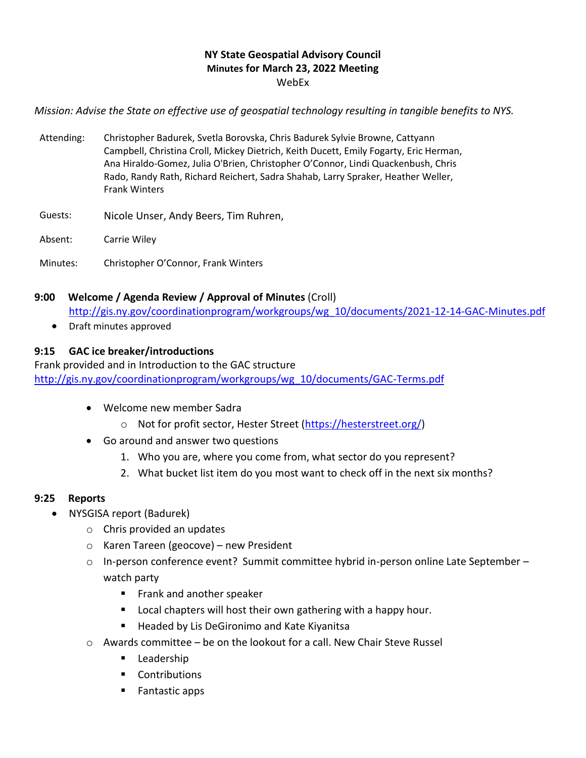**NY State Geospatial Advisory Council**
**Minutes for March 23, 2022 Meeting**
WebEx

*Mission: Advise the State on effective use of geospatial technology resulting in tangible benefits to NYS.*

Attending: Christopher Badurek, Svetla Borovska, Chris Badurek Sylvie Browne, Cattyann Campbell, Christina Croll, Mickey Dietrich, Keith Ducett, Emily Fogarty, Eric Herman, Ana Hiraldo-Gomez, Julia O'Brien, Christopher O'Connor, Lindi Quackenbush, Chris Rado, Randy Rath, Richard Reichert, Sadra Shahab, Larry Spraker, Heather Weller, Frank Winters

Guests: Nicole Unser, Andy Beers, Tim Ruhren,

Absent: Carrie Wiley

Minutes: Christopher O'Connor, Frank Winters

**9:00 Welcome / Agenda Review / Approval of Minutes** (Croll)
http://gis.ny.gov/coordinationprogram/workgroups/wg_10/documents/2021-12-14-GAC-Minutes.pdf

- Draft minutes approved

**9:15 GAC ice breaker/introductions**

Frank provided and in Introduction to the GAC structure
http://gis.ny.gov/coordinationprogram/workgroups/wg_10/documents/GAC-Terms.pdf

- Welcome new member Sadra
  - Not for profit sector, Hester Street (https://hesterstreet.org/)
- Go around and answer two questions
  1. Who you are, where you come from, what sector do you represent?
  2. What bucket list item do you most want to check off in the next six months?

**9:25 Reports**

- NYSGISA report (Badurek)
  - Chris provided an updates
  - Karen Tareen (geocove) – new President
  - In-person conference event? Summit committee hybrid in-person online Late September – watch party
    - Frank and another speaker
    - Local chapters will host their own gathering with a happy hour.
    - Headed by Lis DeGironimo and Kate Kiyanitsa
  - Awards committee – be on the lookout for a call. New Chair Steve Russel
    - Leadership
    - Contributions
    - Fantastic apps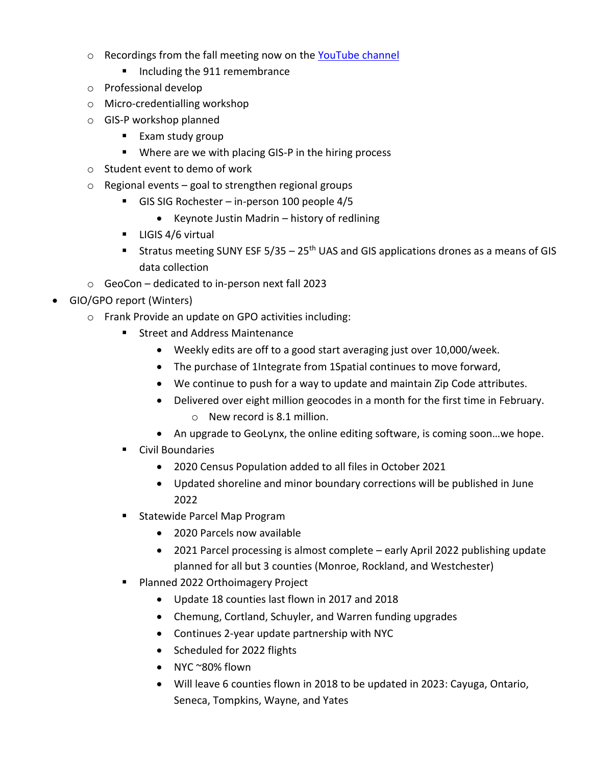- Recordings from the fall meeting now on the [YouTube channel](#)
    - Including the 911 remembrance
  - Professional develop
  - Micro-credentialling workshop
  - GIS-P workshop planned
    - Exam study group
    - Where are we with placing GIS-P in the hiring process
  - Student event to demo of work
  - Regional events – goal to strengthen regional groups
    - GIS SIG Rochester – in-person 100 people 4/5
      - Keynote Justin Madrin – history of redlining
    - LIGIS 4/6 virtual
    - Stratus meeting SUNY ESF 5/35 – 25th UAS and GIS applications drones as a means of GIS data collection
  - GeoCon – dedicated to in-person next fall 2023
- GIO/GPO report (Winters)
  - Frank Provide an update on GPO activities including:
    - Street and Address Maintenance
      - Weekly edits are off to a good start averaging just over 10,000/week.
      - The purchase of 1Integrate from 1Spatial continues to move forward,
      - We continue to push for a way to update and maintain Zip Code attributes.
      - Delivered over eight million geocodes in a month for the first time in February.
        - New record is 8.1 million.
      - An upgrade to GeoLynx, the online editing software, is coming soon…we hope.
    - Civil Boundaries
      - 2020 Census Population added to all files in October 2021
      - Updated shoreline and minor boundary corrections will be published in June 2022
    - Statewide Parcel Map Program
      - 2020 Parcels now available
      - 2021 Parcel processing is almost complete – early April 2022 publishing update planned for all but 3 counties (Monroe, Rockland, and Westchester)
    - Planned 2022 Orthoimagery Project
      - Update 18 counties last flown in 2017 and 2018
      - Chemung, Cortland, Schuyler, and Warren funding upgrades
      - Continues 2-year update partnership with NYC
      - Scheduled for 2022 flights
      - NYC ~80% flown
      - Will leave 6 counties flown in 2018 to be updated in 2023: Cayuga, Ontario, Seneca, Tompkins, Wayne, and Yates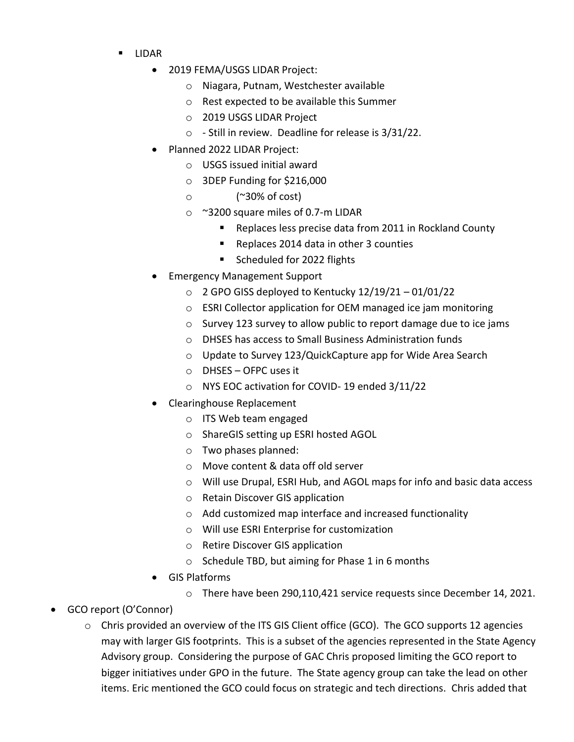- LIDAR
    - 2019 FEMA/USGS LIDAR Project:
        - Niagara, Putnam, Westchester available
        - Rest expected to be available this Summer
        - 2019 USGS LIDAR Project
        - - Still in review. Deadline for release is 3/31/22.
    - Planned 2022 LIDAR Project:
        - USGS issued initial award
        - 3DEP Funding for $216,000
        - (~30% of cost)
        - ~3200 square miles of 0.7-m LIDAR
            - Replaces less precise data from 2011 in Rockland County
            - Replaces 2014 data in other 3 counties
            - Scheduled for 2022 flights
    - Emergency Management Support
        - 2 GPO GISS deployed to Kentucky 12/19/21 – 01/01/22
        - ESRI Collector application for OEM managed ice jam monitoring
        - Survey 123 survey to allow public to report damage due to ice jams
        - DHSES has access to Small Business Administration funds
        - Update to Survey 123/QuickCapture app for Wide Area Search
        - DHSES – OFPC uses it
        - NYS EOC activation for COVID- 19 ended 3/11/22
    - Clearinghouse Replacement
        - ITS Web team engaged
        - ShareGIS setting up ESRI hosted AGOL
        - Two phases planned:
        - Move content & data off old server
        - Will use Drupal, ESRI Hub, and AGOL maps for info and basic data access
        - Retain Discover GIS application
        - Add customized map interface and increased functionality
        - Will use ESRI Enterprise for customization
        - Retire Discover GIS application
        - Schedule TBD, but aiming for Phase 1 in 6 months
    - GIS Platforms
        - There have been 290,110,421 service requests since December 14, 2021.

- GCO report (O'Connor)
    - Chris provided an overview of the ITS GIS Client office (GCO). The GCO supports 12 agencies may with larger GIS footprints. This is a subset of the agencies represented in the State Agency Advisory group. Considering the purpose of GAC Chris proposed limiting the GCO report to bigger initiatives under GPO in the future. The State agency group can take the lead on other items. Eric mentioned the GCO could focus on strategic and tech directions. Chris added that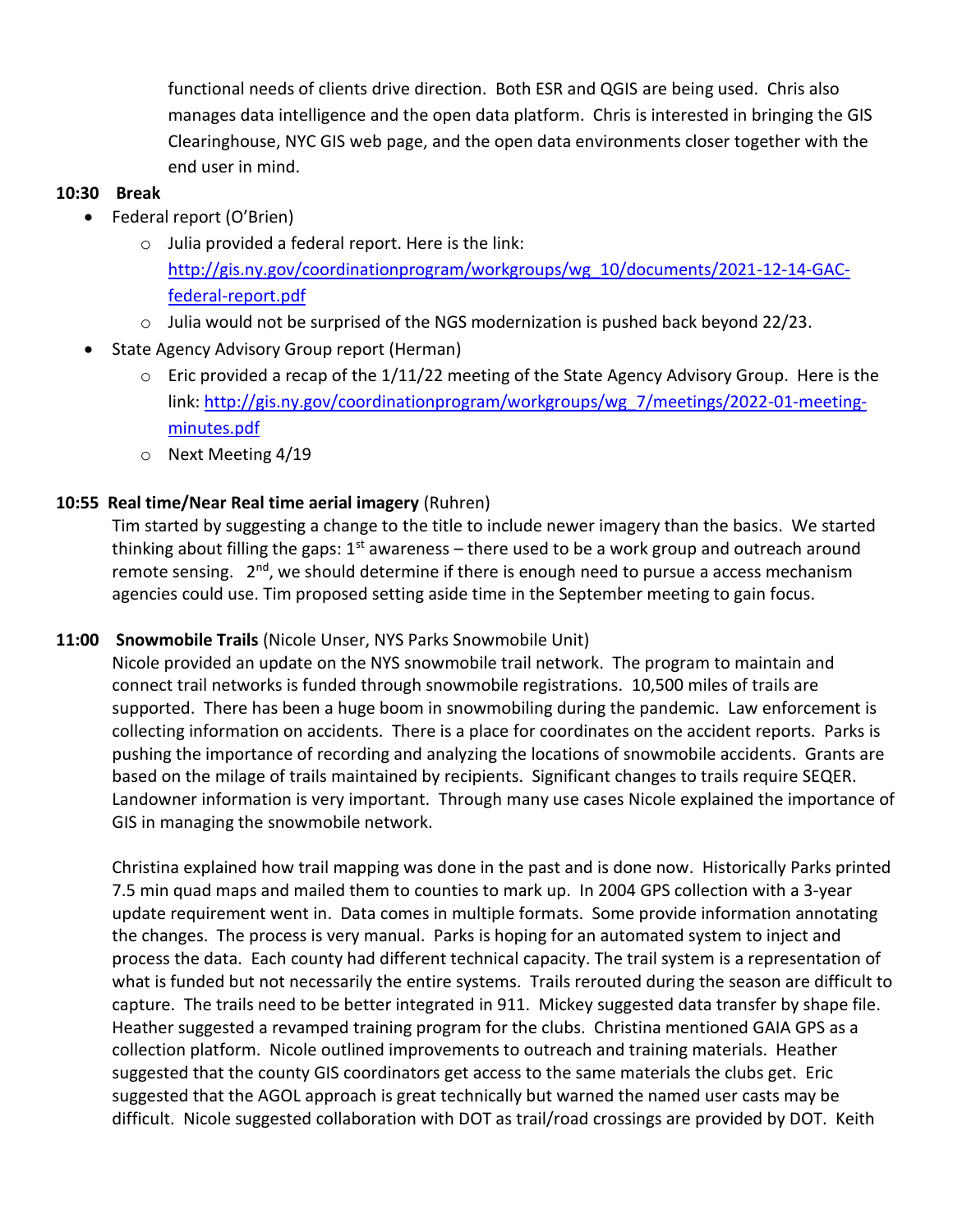functional needs of clients drive direction. Both ESR and QGIS are being used. Chris also manages data intelligence and the open data platform. Chris is interested in bringing the GIS Clearinghouse, NYC GIS web page, and the open data environments closer together with the end user in mind.

**10:30 Break**

- Federal report (O'Brien)
  - Julia provided a federal report. Here is the link: [http://gis.ny.gov/coordinationprogram/workgroups/wg_10/documents/2021-12-14-GAC-federal-report.pdf](http://gis.ny.gov/coordinationprogram/workgroups/wg_10/documents/2021-12-14-GAC-federal-report.pdf)
  - Julia would not be surprised of the NGS modernization is pushed back beyond 22/23.
- State Agency Advisory Group report (Herman)
  - Eric provided a recap of the 1/11/22 meeting of the State Agency Advisory Group. Here is the link: [http://gis.ny.gov/coordinationprogram/workgroups/wg_7/meetings/2022-01-meeting-minutes.pdf](http://gis.ny.gov/coordinationprogram/workgroups/wg_7/meetings/2022-01-meeting-minutes.pdf)
  - Next Meeting 4/19

**10:55 Real time/Near Real time aerial imagery** (Ruhren)

Tim started by suggesting a change to the title to include newer imagery than the basics. We started thinking about filling the gaps: 1st awareness – there used to be a work group and outreach around remote sensing. 2nd, we should determine if there is enough need to pursue a access mechanism agencies could use. Tim proposed setting aside time in the September meeting to gain focus.

**11:00 Snowmobile Trails** (Nicole Unser, NYS Parks Snowmobile Unit)

Nicole provided an update on the NYS snowmobile trail network. The program to maintain and connect trail networks is funded through snowmobile registrations. 10,500 miles of trails are supported. There has been a huge boom in snowmobiling during the pandemic. Law enforcement is collecting information on accidents. There is a place for coordinates on the accident reports. Parks is pushing the importance of recording and analyzing the locations of snowmobile accidents. Grants are based on the milage of trails maintained by recipients. Significant changes to trails require SEQER. Landowner information is very important. Through many use cases Nicole explained the importance of GIS in managing the snowmobile network.

Christina explained how trail mapping was done in the past and is done now. Historically Parks printed 7.5 min quad maps and mailed them to counties to mark up. In 2004 GPS collection with a 3-year update requirement went in. Data comes in multiple formats. Some provide information annotating the changes. The process is very manual. Parks is hoping for an automated system to inject and process the data. Each county had different technical capacity. The trail system is a representation of what is funded but not necessarily the entire systems. Trails rerouted during the season are difficult to capture. The trails need to be better integrated in 911. Mickey suggested data transfer by shape file. Heather suggested a revamped training program for the clubs. Christina mentioned GAIA GPS as a collection platform. Nicole outlined improvements to outreach and training materials. Heather suggested that the county GIS coordinators get access to the same materials the clubs get. Eric suggested that the AGOL approach is great technically but warned the named user casts may be difficult. Nicole suggested collaboration with DOT as trail/road crossings are provided by DOT. Keith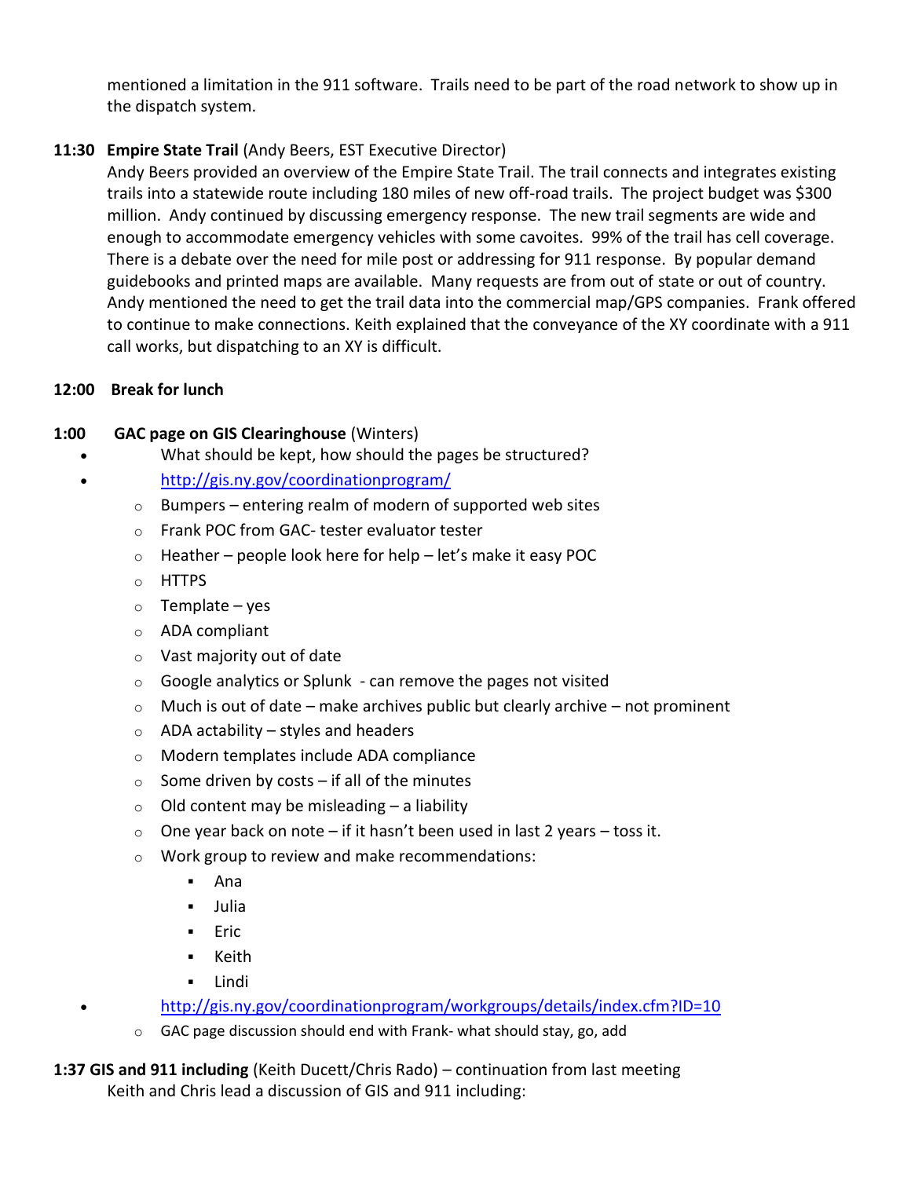mentioned a limitation in the 911 software. Trails need to be part of the road network to show up in the dispatch system.

**11:30 Empire State Trail** (Andy Beers, EST Executive Director)

Andy Beers provided an overview of the Empire State Trail. The trail connects and integrates existing trails into a statewide route including 180 miles of new off-road trails. The project budget was $300 million. Andy continued by discussing emergency response. The new trail segments are wide and enough to accommodate emergency vehicles with some cavoites. 99% of the trail has cell coverage. There is a debate over the need for mile post or addressing for 911 response. By popular demand guidebooks and printed maps are available. Many requests are from out of state or out of country. Andy mentioned the need to get the trail data into the commercial map/GPS companies. Frank offered to continue to make connections. Keith explained that the conveyance of the XY coordinate with a 911 call works, but dispatching to an XY is difficult.

**12:00 Break for lunch**

**1:00 GAC page on GIS Clearinghouse** (Winters)

- What should be kept, how should the pages be structured?
- http://gis.ny.gov/coordinationprogram/
  - Bumpers – entering realm of modern of supported web sites
  - Frank POC from GAC- tester evaluator tester
  - Heather – people look here for help – let's make it easy POC
  - HTTPS
  - Template – yes
  - ADA compliant
  - Vast majority out of date
  - Google analytics or Splunk - can remove the pages not visited
  - Much is out of date – make archives public but clearly archive – not prominent
  - ADA actability – styles and headers
  - Modern templates include ADA compliance
  - Some driven by costs – if all of the minutes
  - Old content may be misleading – a liability
  - One year back on note – if it hasn't been used in last 2 years – toss it.
  - Work group to review and make recommendations:
    - Ana
    - Julia
    - Eric
    - Keith
    - Lindi
- http://gis.ny.gov/coordinationprogram/workgroups/details/index.cfm?ID=10
  - GAC page discussion should end with Frank- what should stay, go, add

**1:37 GIS and 911 including** (Keith Ducett/Chris Rado) – continuation from last meeting

Keith and Chris lead a discussion of GIS and 911 including: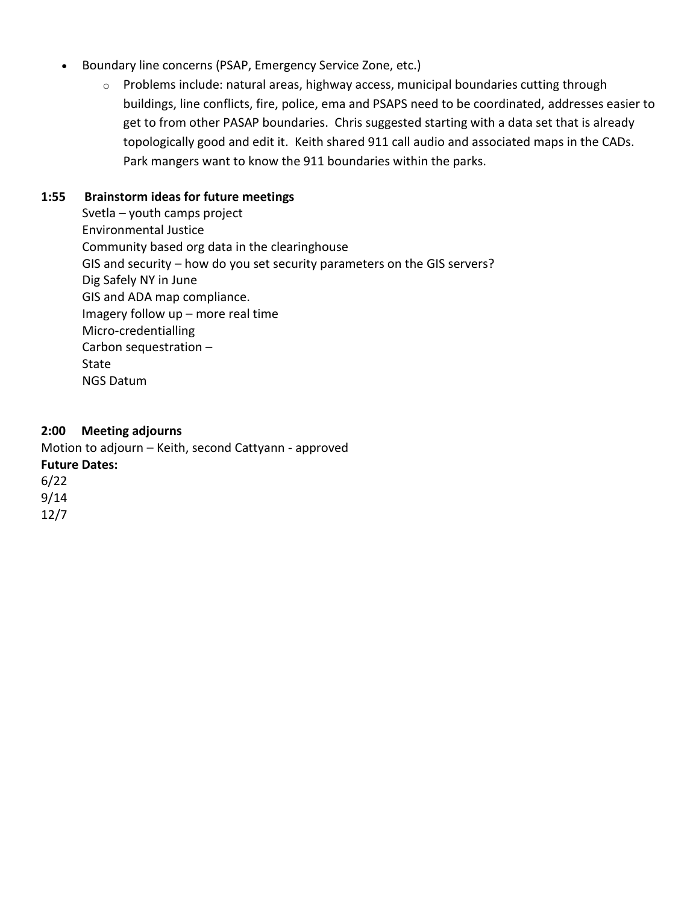- Boundary line concerns (PSAP, Emergency Service Zone, etc.)
  - Problems include: natural areas, highway access, municipal boundaries cutting through buildings, line conflicts, fire, police, ema and PSAPS need to be coordinated, addresses easier to get to from other PASAP boundaries. Chris suggested starting with a data set that is already topologically good and edit it. Keith shared 911 call audio and associated maps in the CADs. Park mangers want to know the 911 boundaries within the parks.

**1:55 Brainstorm ideas for future meetings**

Svetla – youth camps project
Environmental Justice
Community based org data in the clearinghouse
GIS and security – how do you set security parameters on the GIS servers?
Dig Safely NY in June
GIS and ADA map compliance.
Imagery follow up – more real time
Micro-credentialling
Carbon sequestration –
State
NGS Datum

**2:00 Meeting adjourns**

Motion to adjourn – Keith, second Cattyann - approved

**Future Dates:**

6/22
9/14
12/7